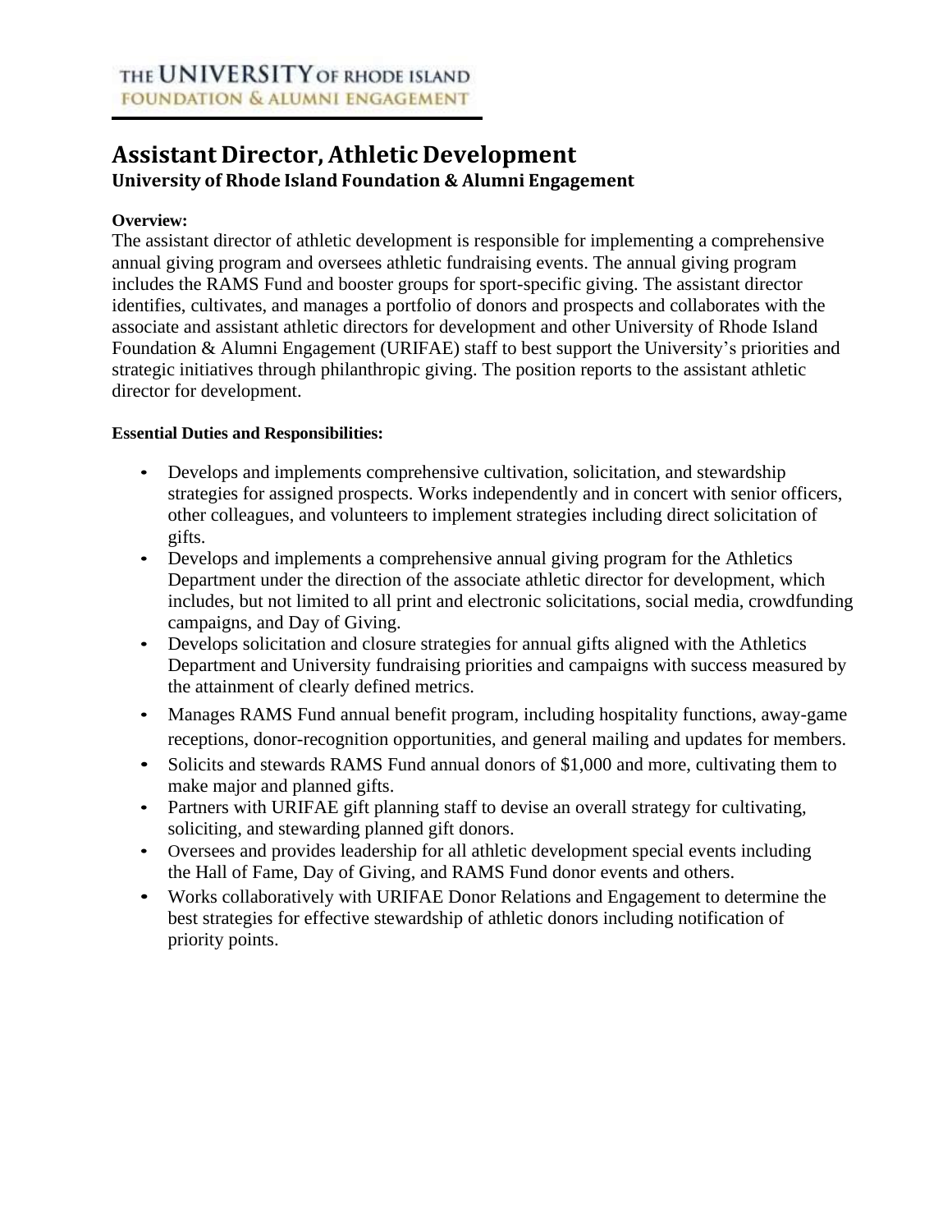THE UNIVERSITY OF RHODE ISLAND
FOUNDATION & ALUMNI ENGAGEMENT

# Assistant Director, Athletic Development

### University of Rhode Island Foundation & Alumni Engagement

**Overview:**

The assistant director of athletic development is responsible for implementing a comprehensive annual giving program and oversees athletic fundraising events. The annual giving program includes the RAMS Fund and booster groups for sport-specific giving. The assistant director identifies, cultivates, and manages a portfolio of donors and prospects and collaborates with the associate and assistant athletic directors for development and other University of Rhode Island Foundation & Alumni Engagement (URIFAE) staff to best support the University's priorities and strategic initiatives through philanthropic giving. The position reports to the assistant athletic director for development.

**Essential Duties and Responsibilities:**

- Develops and implements comprehensive cultivation, solicitation, and stewardship strategies for assigned prospects. Works independently and in concert with senior officers, other colleagues, and volunteers to implement strategies including direct solicitation of gifts.
- Develops and implements a comprehensive annual giving program for the Athletics Department under the direction of the associate athletic director for development, which includes, but not limited to all print and electronic solicitations, social media, crowdfunding campaigns, and Day of Giving.
- Develops solicitation and closure strategies for annual gifts aligned with the Athletics Department and University fundraising priorities and campaigns with success measured by the attainment of clearly defined metrics.
- Manages RAMS Fund annual benefit program, including hospitality functions, away-game receptions, donor-recognition opportunities, and general mailing and updates for members.
- Solicits and stewards RAMS Fund annual donors of $1,000 and more, cultivating them to make major and planned gifts.
- Partners with URIFAE gift planning staff to devise an overall strategy for cultivating, soliciting, and stewarding planned gift donors.
- Oversees and provides leadership for all athletic development special events including the Hall of Fame, Day of Giving, and RAMS Fund donor events and others.
- Works collaboratively with URIFAE Donor Relations and Engagement to determine the best strategies for effective stewardship of athletic donors including notification of priority points.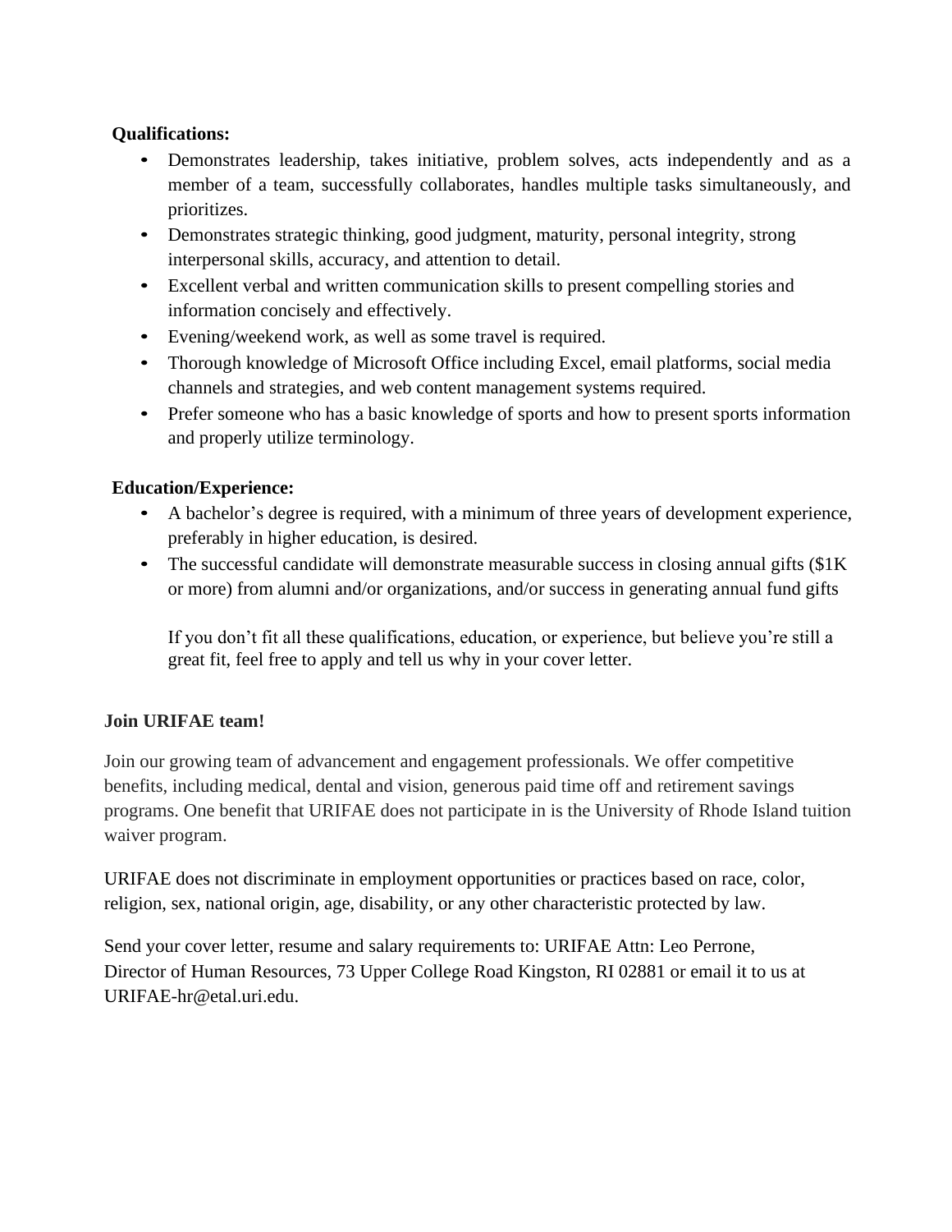**Qualifications:**

- Demonstrates leadership, takes initiative, problem solves, acts independently and as a member of a team, successfully collaborates, handles multiple tasks simultaneously, and prioritizes.
- Demonstrates strategic thinking, good judgment, maturity, personal integrity, strong interpersonal skills, accuracy, and attention to detail.
- Excellent verbal and written communication skills to present compelling stories and information concisely and effectively.
- Evening/weekend work, as well as some travel is required.
- Thorough knowledge of Microsoft Office including Excel, email platforms, social media channels and strategies, and web content management systems required.
- Prefer someone who has a basic knowledge of sports and how to present sports information and properly utilize terminology.

**Education/Experience:**

- A bachelor's degree is required, with a minimum of three years of development experience, preferably in higher education, is desired.
- The successful candidate will demonstrate measurable success in closing annual gifts ($1K or more) from alumni and/or organizations, and/or success in generating annual fund gifts

  If you don't fit all these qualifications, education, or experience, but believe you're still a great fit, feel free to apply and tell us why in your cover letter.

**Join URIFAE team!**

Join our growing team of advancement and engagement professionals. We offer competitive benefits, including medical, dental and vision, generous paid time off and retirement savings programs. One benefit that URIFAE does not participate in is the University of Rhode Island tuition waiver program.

URIFAE does not discriminate in employment opportunities or practices based on race, color, religion, sex, national origin, age, disability, or any other characteristic protected by law.

Send your cover letter, resume and salary requirements to: URIFAE Attn: Leo Perrone, Director of Human Resources, 73 Upper College Road Kingston, RI 02881 or email it to us at URIFAE-hr@etal.uri.edu.